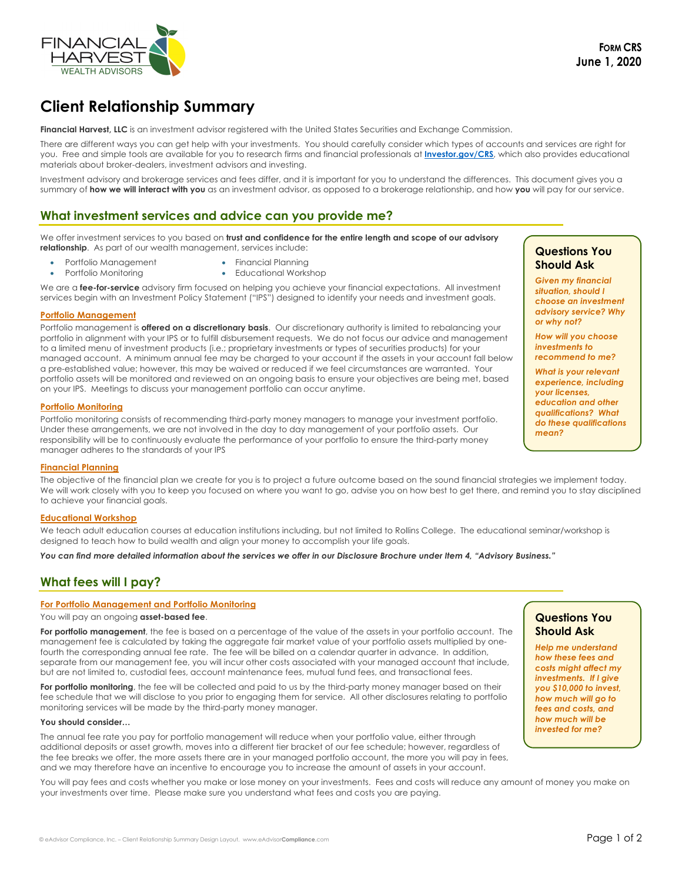**FORM CRS**
**June 1, 2020**

# Client Relationship Summary

**Financial Harvest, LLC** is an investment advisor registered with the United States Securities and Exchange Commission.

There are different ways you can get help with your investments. You should carefully consider which types of accounts and services are right for you. Free and simple tools are available for you to research firms and financial professionals at **[Investor.gov/CRS](Investor.gov/CRS)**, which also provides educational materials about broker-dealers, investment advisors and investing.

Investment advisory and brokerage services and fees differ, and it is important for you to understand the differences. This document gives you a summary of **how we will interact with you** as an investment advisor, as opposed to a brokerage relationship, and how **you** will pay for our service.

## What investment services and advice can you provide me?

We offer investment services to you based on **trust and confidence for the entire length and scope of our advisory relationship**. As part of our wealth management, services include:

- Portfolio Management
- Portfolio Monitoring
- Financial Planning
- Educational Workshop

We are a **fee-for-service** advisory firm focused on helping you achieve your financial expectations. All investment services begin with an Investment Policy Statement ("IPS") designed to identify your needs and investment goals.

### Portfolio Management

Portfolio management is **offered on a discretionary basis**. Our discretionary authority is limited to rebalancing your portfolio in alignment with your IPS or to fulfill disbursement requests. We do not focus our advice and management to a limited menu of investment products (i.e.; proprietary investments or types of securities products) for your managed account. A minimum annual fee may be charged to your account if the assets in your account fall below a pre-established value; however, this may be waived or reduced if we feel circumstances are warranted. Your portfolio assets will be monitored and reviewed on an ongoing basis to ensure your objectives are being met, based on your IPS. Meetings to discuss your management portfolio can occur anytime.

### Portfolio Monitoring

Portfolio monitoring consists of recommending third-party money managers to manage your investment portfolio. Under these arrangements, we are not involved in the day to day management of your portfolio assets. Our responsibility will be to continuously evaluate the performance of your portfolio to ensure the third-party money manager adheres to the standards of your IPS

> **Questions You Should Ask**
>
> ***Given my financial situation, should I choose an investment advisory service? Why or why not?***
>
> ***How will you choose investments to recommend to me?***
>
> ***What is your relevant experience, including your licenses, education and other qualifications? What do these qualifications mean?***

### Financial Planning

The objective of the financial plan we create for you is to project a future outcome based on the sound financial strategies we implement today. We will work closely with you to keep you focused on where you want to go, advise you on how best to get there, and remind you to stay disciplined to achieve your financial goals.

### Educational Workshop

We teach adult education courses at education institutions including, but not limited to Rollins College. The educational seminar/workshop is designed to teach how to build wealth and align your money to accomplish your life goals.

***You can find more detailed information about the services we offer in our Disclosure Brochure under Item 4, "Advisory Business."***

## What fees will I pay?

### For Portfolio Management and Portfolio Monitoring

You will pay an ongoing **asset-based fee**.

**For portfolio management**, the fee is based on a percentage of the value of the assets in your portfolio account. The management fee is calculated by taking the aggregate fair market value of your portfolio assets multiplied by one-fourth the corresponding annual fee rate. The fee will be billed on a calendar quarter in advance. In addition, separate from our management fee, you will incur other costs associated with your managed account that include, but are not limited to, custodial fees, account maintenance fees, mutual fund fees, and transactional fees.

**For portfolio monitoring**, the fee will be collected and paid to us by the third-party money manager based on their fee schedule that we will disclose to you prior to engaging them for service. All other disclosures relating to portfolio monitoring services will be made by the third-party money manager.

**You should consider…**

The annual fee rate you pay for portfolio management will reduce when your portfolio value, either through additional deposits or asset growth, moves into a different tier bracket of our fee schedule; however, regardless of the fee breaks we offer, the more assets there are in your managed portfolio account, the more you will pay in fees, and we may therefore have an incentive to encourage you to increase the amount of assets in your account.

> **Questions You Should Ask**
>
> ***Help me understand how these fees and costs might affect my investments. If I give you $10,000 to invest, how much will go to fees and costs, and how much will be invested for me?***

You will pay fees and costs whether you make or lose money on your investments. Fees and costs will reduce any amount of money you make on your investments over time. Please make sure you understand what fees and costs you are paying.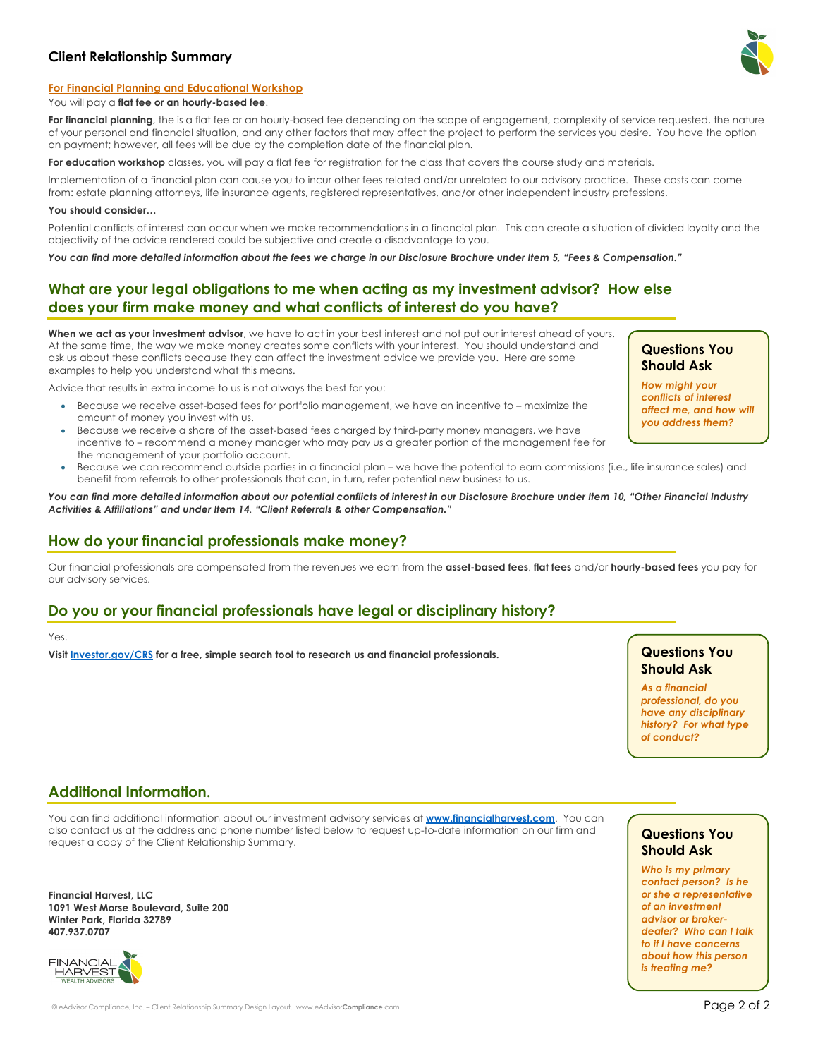**For Financial Planning and Educational Workshop**

You will pay a **flat fee or an hourly-based fee**.

**For financial planning**, the is a flat fee or an hourly-based fee depending on the scope of engagement, complexity of service requested, the nature of your personal and financial situation, and any other factors that may affect the project to perform the services you desire. You have the option on payment; however, all fees will be due by the completion date of the financial plan.

**For education workshop** classes, you will pay a flat fee for registration for the class that covers the course study and materials.

Implementation of a financial plan can cause you to incur other fees related and/or unrelated to our advisory practice. These costs can come from: estate planning attorneys, life insurance agents, registered representatives, and/or other independent industry professions.

**You should consider…**

Potential conflicts of interest can occur when we make recommendations in a financial plan. This can create a situation of divided loyalty and the objectivity of the advice rendered could be subjective and create a disadvantage to you.

***You can find more detailed information about the fees we charge in our Disclosure Brochure under Item 5, "Fees & Compensation."***

## What are your legal obligations to me when acting as my investment advisor? How else does your firm make money and what conflicts of interest do you have?

**When we act as your investment advisor**, we have to act in your best interest and not put our interest ahead of yours. At the same time, the way we make money creates some conflicts with your interest. You should understand and ask us about these conflicts because they can affect the investment advice we provide you. Here are some examples to help you understand what this means.

Advice that results in extra income to us is not always the best for you:

- Because we receive asset-based fees for portfolio management, we have an incentive to – maximize the amount of money you invest with us.
- Because we receive a share of the asset-based fees charged by third-party money managers, we have incentive to – recommend a money manager who may pay us a greater portion of the management fee for the management of your portfolio account.
- Because we can recommend outside parties in a financial plan – we have the potential to earn commissions (i.e., life insurance sales) and benefit from referrals to other professionals that can, in turn, refer potential new business to us.

***You can find more detailed information about our potential conflicts of interest in our Disclosure Brochure under Item 10, "Other Financial Industry Activities & Affiliations" and under Item 14, "Client Referrals & other Compensation."***

**Questions You Should Ask**

***How might your conflicts of interest affect me, and how will you address them?***

## How do your financial professionals make money?

Our financial professionals are compensated from the revenues we earn from the **asset-based fees**, **flat fees** and/or **hourly-based fees** you pay for our advisory services.

## Do you or your financial professionals have legal or disciplinary history?

Yes.

**Visit Investor.gov/CRS for a free, simple search tool to research us and financial professionals.**

**Questions You Should Ask**

***As a financial professional, do you have any disciplinary history? For what type of conduct?***

## Additional Information.

You can find additional information about our investment advisory services at **www.financialharvest.com**. You can also contact us at the address and phone number listed below to request up-to-date information on our firm and request a copy of the Client Relationship Summary.

**Financial Harvest, LLC**
**1091 West Morse Boulevard, Suite 200**
**Winter Park, Florida 32789**
**407.937.0707**

**Questions You Should Ask**

***Who is my primary contact person? Is he or she a representative of an investment advisor or broker-dealer? Who can I talk to if I have concerns about how this person is treating me?***